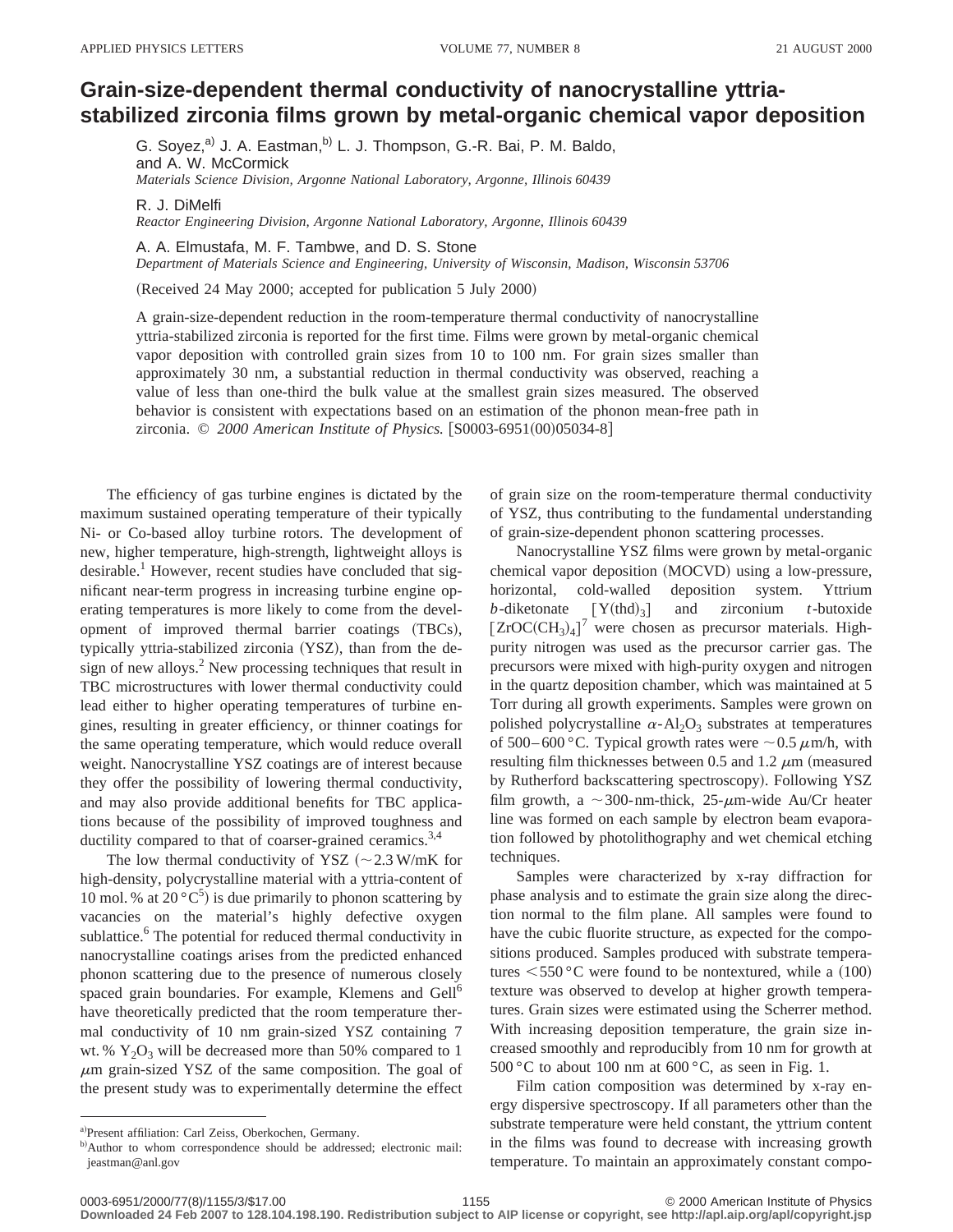# Grain-size-dependent thermal conductivity of nanocrystalline yttria-stabilized zirconia films grown by metal-organic chemical vapor deposition

G. Soyez,[a] J. A. Eastman,[b] L. J. Thompson, G.-R. Bai, P. M. Baldo, and A. W. McCormick
*Materials Science Division, Argonne National Laboratory, Argonne, Illinois 60439*

R. J. DiMelfi
*Reactor Engineering Division, Argonne National Laboratory, Argonne, Illinois 60439*

A. A. Elmustafa, M. F. Tambwe, and D. S. Stone
*Department of Materials Science and Engineering, University of Wisconsin, Madison, Wisconsin 53706*

(Received 24 May 2000; accepted for publication 5 July 2000)

A grain-size-dependent reduction in the room-temperature thermal conductivity of nanocrystalline yttria-stabilized zirconia is reported for the first time. Films were grown by metal-organic chemical vapor deposition with controlled grain sizes from 10 to 100 nm. For grain sizes smaller than approximately 30 nm, a substantial reduction in thermal conductivity was observed, reaching a value of less than one-third the bulk value at the smallest grain sizes measured. The observed behavior is consistent with expectations based on an estimation of the phonon mean-free path in zirconia. © *2000 American Institute of Physics.* [S0003-6951(00)05034-8]

The efficiency of gas turbine engines is dictated by the maximum sustained operating temperature of their typically Ni- or Co-based alloy turbine rotors. The development of new, higher temperature, high-strength, lightweight alloys is desirable.[1] However, recent studies have concluded that significant near-term progress in increasing turbine engine operating temperatures is more likely to come from the development of improved thermal barrier coatings (TBCs), typically yttria-stabilized zirconia (YSZ), than from the design of new alloys.[2] New processing techniques that result in TBC microstructures with lower thermal conductivity could lead either to higher operating temperatures of turbine engines, resulting in greater efficiency, or thinner coatings for the same operating temperature, which would reduce overall weight. Nanocrystalline YSZ coatings are of interest because they offer the possibility of lowering thermal conductivity, and may also provide additional benefits for TBC applications because of the possibility of improved toughness and ductility compared to that of coarser-grained ceramics.[3,4]

The low thermal conductivity of YSZ ($\sim$2.3 W/mK for high-density, polycrystalline material with a yttria-content of 10 mol. % at 20 °C[5]) is due primarily to phonon scattering by vacancies on the material's highly defective oxygen sublattice.[6] The potential for reduced thermal conductivity in nanocrystalline coatings arises from the predicted enhanced phonon scattering due to the presence of numerous closely spaced grain boundaries. For example, Klemens and Gell[6] have theoretically predicted that the room temperature thermal conductivity of 10 nm grain-sized YSZ containing 7 wt. % $Y_2O_3$ will be decreased more than 50% compared to 1 $\mu$m grain-sized YSZ of the same composition. The goal of the present study was to experimentally determine the effect of grain size on the room-temperature thermal conductivity of YSZ, thus contributing to the fundamental understanding of grain-size-dependent phonon scattering processes.

Nanocrystalline YSZ films were grown by metal-organic chemical vapor deposition (MOCVD) using a low-pressure, horizontal, cold-walled deposition system. Yttrium *b*-diketonate [$Y(thd)_3$] and zirconium *t*-butoxide [$ZrOC(CH_3)_4$][7] were chosen as precursor materials. High-purity nitrogen was used as the precursor carrier gas. The precursors were mixed with high-purity oxygen and nitrogen in the quartz deposition chamber, which was maintained at 5 Torr during all growth experiments. Samples were grown on polished polycrystalline $\alpha$-$Al_2O_3$ substrates at temperatures of 500–600 °C. Typical growth rates were $\sim$0.5 $\mu$m/h, with resulting film thicknesses between 0.5 and 1.2 $\mu$m (measured by Rutherford backscattering spectroscopy). Following YSZ film growth, a $\sim$300-nm-thick, 25-$\mu$m-wide Au/Cr heater line was formed on each sample by electron beam evaporation followed by photolithography and wet chemical etching techniques.

Samples were characterized by x-ray diffraction for phase analysis and to estimate the grain size along the direction normal to the film plane. All samples were found to have the cubic fluorite structure, as expected for the compositions produced. Samples produced with substrate temperatures <550 °C were found to be nontextured, while a (100) texture was observed to develop at higher growth temperatures. Grain sizes were estimated using the Scherrer method. With increasing deposition temperature, the grain size increased smoothly and reproducibly from 10 nm for growth at 500 °C to about 100 nm at 600 °C, as seen in Fig. 1.

Film cation composition was determined by x-ray energy dispersive spectroscopy. If all parameters other than the substrate temperature were held constant, the yttrium content in the films was found to decrease with increasing growth temperature. To maintain an approximately constant compo-

[a] Present affiliation: Carl Zeiss, Oberkochen, Germany.

[b] Author to whom correspondence should be addressed; electronic mail: jeastman@anl.gov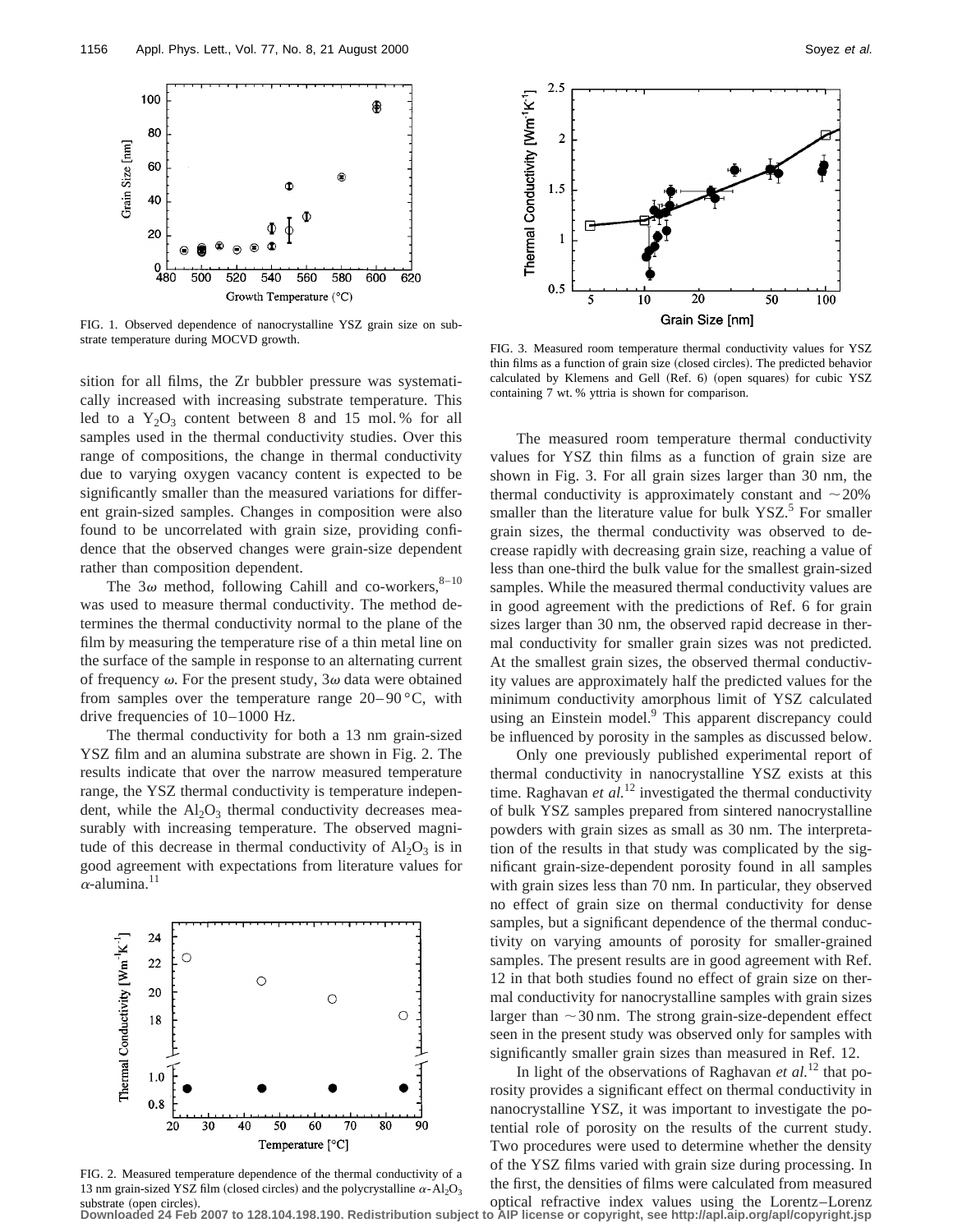FIG. 1. Observed dependence of nanocrystalline YSZ grain size on substrate temperature during MOCVD growth.

sition for all films, the Zr bubbler pressure was systematically increased with increasing substrate temperature. This led to a $Y_2O_3$ content between 8 and 15 mol. % for all samples used in the thermal conductivity studies. Over this range of compositions, the change in thermal conductivity due to varying oxygen vacancy content is expected to be significantly smaller than the measured variations for different grain-sized samples. Changes in composition were also found to be uncorrelated with grain size, providing confidence that the observed changes were grain-size dependent rather than composition dependent.

The $3\omega$ method, following Cahill and co-workers,[8–10] was used to measure thermal conductivity. The method determines the thermal conductivity normal to the plane of the film by measuring the temperature rise of a thin metal line on the surface of the sample in response to an alternating current of frequency $\omega$. For the present study, $3\omega$ data were obtained from samples over the temperature range 20–90 °C, with drive frequencies of 10–1000 Hz.

The thermal conductivity for both a 13 nm grain-sized YSZ film and an alumina substrate are shown in Fig. 2. The results indicate that over the narrow measured temperature range, the YSZ thermal conductivity is temperature independent, while the $Al_2O_3$ thermal conductivity decreases measurably with increasing temperature. The observed magnitude of this decrease in thermal conductivity of $Al_2O_3$ is in good agreement with expectations from literature values for $\alpha$-alumina.[11]

FIG. 2. Measured temperature dependence of the thermal conductivity of a 13 nm grain-sized YSZ film (closed circles) and the polycrystalline $\alpha$-$Al_2O_3$ substrate (open circles).

FIG. 3. Measured room temperature thermal conductivity values for YSZ thin films as a function of grain size (closed circles). The predicted behavior calculated by Klemens and Gell (Ref. 6) (open squares) for cubic YSZ containing 7 wt. % yttria is shown for comparison.

The measured room temperature thermal conductivity values for YSZ thin films as a function of grain size are shown in Fig. 3. For all grain sizes larger than 30 nm, the thermal conductivity is approximately constant and ~20% smaller than the literature value for bulk YSZ.[5] For smaller grain sizes, the thermal conductivity was observed to decrease rapidly with decreasing grain size, reaching a value of less than one-third the bulk value for the smallest grain-sized samples. While the measured thermal conductivity values are in good agreement with the predictions of Ref. 6 for grain sizes larger than 30 nm, the observed rapid decrease in thermal conductivity for smaller grain sizes was not predicted. At the smallest grain sizes, the observed thermal conductivity values are approximately half the predicted values for the minimum conductivity amorphous limit of YSZ calculated using an Einstein model.[9] This apparent discrepancy could be influenced by porosity in the samples as discussed below.

Only one previously published experimental report of thermal conductivity in nanocrystalline YSZ exists at this time. Raghavan *et al.*[12] investigated the thermal conductivity of bulk YSZ samples prepared from sintered nanocrystalline powders with grain sizes as small as 30 nm. The interpretation of the results in that study was complicated by the significant grain-size-dependent porosity found in all samples with grain sizes less than 70 nm. In particular, they observed no effect of grain size on thermal conductivity for dense samples, but a significant dependence of the thermal conductivity on varying amounts of porosity for smaller-grained samples. The present results are in good agreement with Ref. 12 in that both studies found no effect of grain size on thermal conductivity for nanocrystalline samples with grain sizes larger than ~30 nm. The strong grain-size-dependent effect seen in the present study was observed only for samples with significantly smaller grain sizes than measured in Ref. 12.

In light of the observations of Raghavan *et al.*[12] that porosity provides a significant effect on thermal conductivity in nanocrystalline YSZ, it was important to investigate the potential role of porosity on the results of the current study. Two procedures were used to determine whether the density of the YSZ films varied with grain size during processing. In the first, the densities of films were calculated from measured optical refractive index values using the Lorentz–Lorenz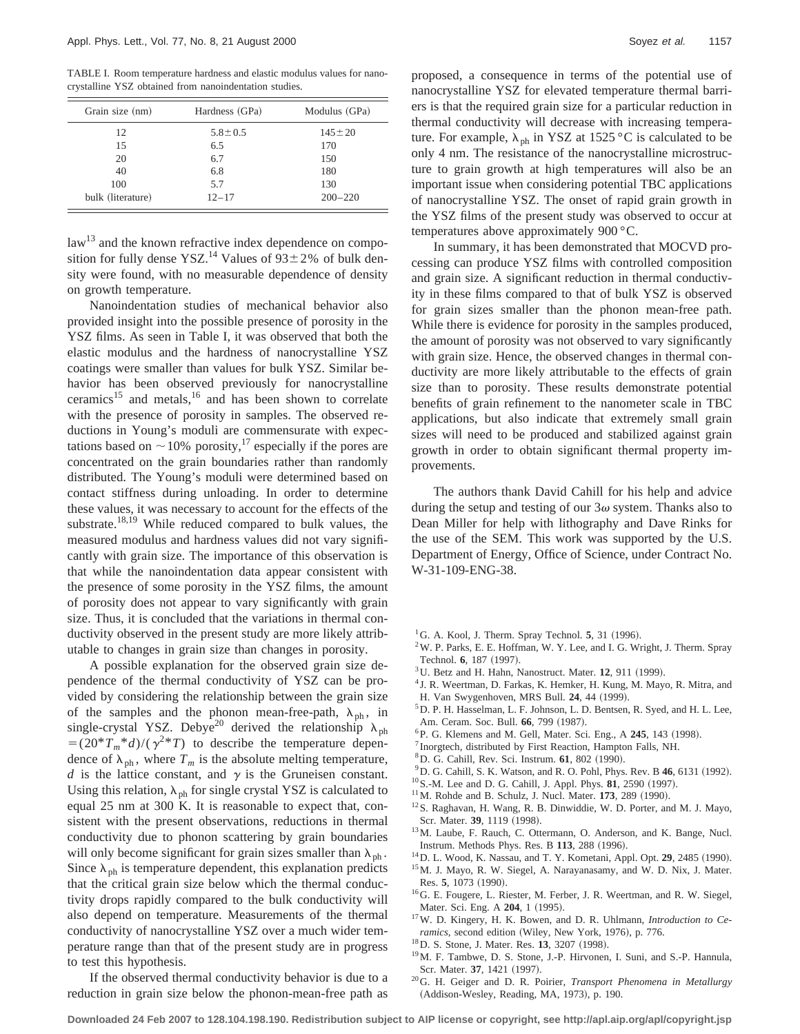TABLE I. Room temperature hardness and elastic modulus values for nanocrystalline YSZ obtained from nanoindentation studies.

| Grain size (nm) | Hardness (GPa) | Modulus (GPa) |
| --- | --- | --- |
| 12 | $5.8 \pm 0.5$ | $145 \pm 20$ |
| 15 | 6.5 | 170 |
| 20 | 6.7 | 150 |
| 40 | 6.8 | 180 |
| 100 | 5.7 | 130 |
| bulk (literature) | 12–17 | 200–220 |

law[13] and the known refractive index dependence on composition for fully dense YSZ.[14] Values of $93 \pm 2\%$ of bulk density were found, with no measurable dependence of density on growth temperature.

Nanoindentation studies of mechanical behavior also provided insight into the possible presence of porosity in the YSZ films. As seen in Table I, it was observed that both the elastic modulus and the hardness of nanocrystalline YSZ coatings were smaller than values for bulk YSZ. Similar behavior has been observed previously for nanocrystalline ceramics[15] and metals,[16] and has been shown to correlate with the presence of porosity in samples. The observed reductions in Young's moduli are commensurate with expectations based on ~10% porosity,[17] especially if the pores are concentrated on the grain boundaries rather than randomly distributed. The Young's moduli were determined based on contact stiffness during unloading. In order to determine these values, it was necessary to account for the effects of the substrate.[18,19] While reduced compared to bulk values, the measured modulus and hardness values did not vary significantly with grain size. The importance of this observation is that while the nanoindentation data appear consistent with the presence of some porosity in the YSZ films, the amount of porosity does not appear to vary significantly with grain size. Thus, it is concluded that the variations in thermal conductivity observed in the present study are more likely attributable to changes in grain size than changes in porosity.

A possible explanation for the observed grain size dependence of the thermal conductivity of YSZ can be provided by considering the relationship between the grain size of the samples and the phonon mean-free-path, $\lambda_{ph}$, in single-crystal YSZ. Debye[20] derived the relationship $\lambda_{ph} = (20 * T_m * d)/(\gamma^2 * T)$ to describe the temperature dependence of $\lambda_{ph}$, where $T_m$ is the absolute melting temperature, $d$ is the lattice constant, and $\gamma$ is the Gruneisen constant. Using this relation, $\lambda_{ph}$ for single crystal YSZ is calculated to equal 25 nm at 300 K. It is reasonable to expect that, consistent with the present observations, reductions in thermal conductivity due to phonon scattering by grain boundaries will only become significant for grain sizes smaller than $\lambda_{ph}$. Since $\lambda_{ph}$ is temperature dependent, this explanation predicts that the critical grain size below which the thermal conductivity drops rapidly compared to the bulk conductivity will also depend on temperature. Measurements of the thermal conductivity of nanocrystalline YSZ over a much wider temperature range than that of the present study are in progress to test this hypothesis.

If the observed thermal conductivity behavior is due to a reduction in grain size below the phonon-mean-free path as proposed, a consequence in terms of the potential use of nanocrystalline YSZ for elevated temperature thermal barriers is that the required grain size for a particular reduction in thermal conductivity will decrease with increasing temperature. For example, $\lambda_{ph}$ in YSZ at 1525 °C is calculated to be only 4 nm. The resistance of the nanocrystalline microstructure to grain growth at high temperatures will also be an important issue when considering potential TBC applications of nanocrystalline YSZ. The onset of rapid grain growth in the YSZ films of the present study was observed to occur at temperatures above approximately 900 °C.

In summary, it has been demonstrated that MOCVD processing can produce YSZ films with controlled composition and grain size. A significant reduction in thermal conductivity in these films compared to that of bulk YSZ is observed for grain sizes smaller than the phonon mean-free path. While there is evidence for porosity in the samples produced, the amount of porosity was not observed to vary significantly with grain size. Hence, the observed changes in thermal conductivity are more likely attributable to the effects of grain size than to porosity. These results demonstrate potential benefits of grain refinement to the nanometer scale in TBC applications, but also indicate that extremely small grain sizes will need to be produced and stabilized against grain growth in order to obtain significant thermal property improvements.

The authors thank David Cahill for his help and advice during the setup and testing of our $3\omega$ system. Thanks also to Dean Miller for help with lithography and Dave Rinks for the use of the SEM. This work was supported by the U.S. Department of Energy, Office of Science, under Contract No. W-31-109-ENG-38.

[1] G. A. Kool, J. Therm. Spray Technol. **5**, 31 (1996).
[2] W. P. Parks, E. E. Hoffman, W. Y. Lee, and I. G. Wright, J. Therm. Spray Technol. **6**, 187 (1997).
[3] U. Betz and H. Hahn, Nanostruct. Mater. **12**, 911 (1999).
[4] J. R. Weertman, D. Farkas, K. Hemker, H. Kung, M. Mayo, R. Mitra, and H. Van Swygenhoven, MRS Bull. **24**, 44 (1999).
[5] D. P. H. Hasselman, L. F. Johnson, L. D. Bentsen, R. Syed, and H. L. Lee, Am. Ceram. Soc. Bull. **66**, 799 (1987).
[6] P. G. Klemens and M. Gell, Mater. Sci. Eng., A **245**, 143 (1998).
[7] Inorgtech, distributed by First Reaction, Hampton Falls, NH.
[8] D. G. Cahill, Rev. Sci. Instrum. **61**, 802 (1990).
[9] D. G. Cahill, S. K. Watson, and R. O. Pohl, Phys. Rev. B **46**, 6131 (1992).
[10] S.-M. Lee and D. G. Cahill, J. Appl. Phys. **81**, 2590 (1997).
[11] M. Rohde and B. Schulz, J. Nucl. Mater. **173**, 289 (1990).
[12] S. Raghavan, H. Wang, R. B. Dinwiddie, W. D. Porter, and M. J. Mayo, Scr. Mater. **39**, 1119 (1998).
[13] M. Laube, F. Rauch, C. Ottermann, O. Anderson, and K. Bange, Nucl. Instrum. Methods Phys. Res. B **113**, 288 (1996).
[14] D. L. Wood, K. Nassau, and T. Y. Kometani, Appl. Opt. **29**, 2485 (1990).
[15] M. J. Mayo, R. W. Siegel, A. Narayanasamy, and W. D. Nix, J. Mater. Res. **5**, 1073 (1990).
[16] G. E. Fougere, L. Riester, M. Ferber, J. R. Weertman, and R. W. Siegel, Mater. Sci. Eng. A **204**, 1 (1995).
[17] W. D. Kingery, H. K. Bowen, and D. R. Uhlmann, *Introduction to Ceramics*, second edition (Wiley, New York, 1976), p. 776.
[18] D. S. Stone, J. Mater. Res. **13**, 3207 (1998).
[19] M. F. Tambwe, D. S. Stone, J.-P. Hirvonen, I. Suni, and S.-P. Hannula, Scr. Mater. **37**, 1421 (1997).
[20] G. H. Geiger and D. R. Poirier, *Transport Phenomena in Metallurgy* (Addison-Wesley, Reading, MA, 1973), p. 190.